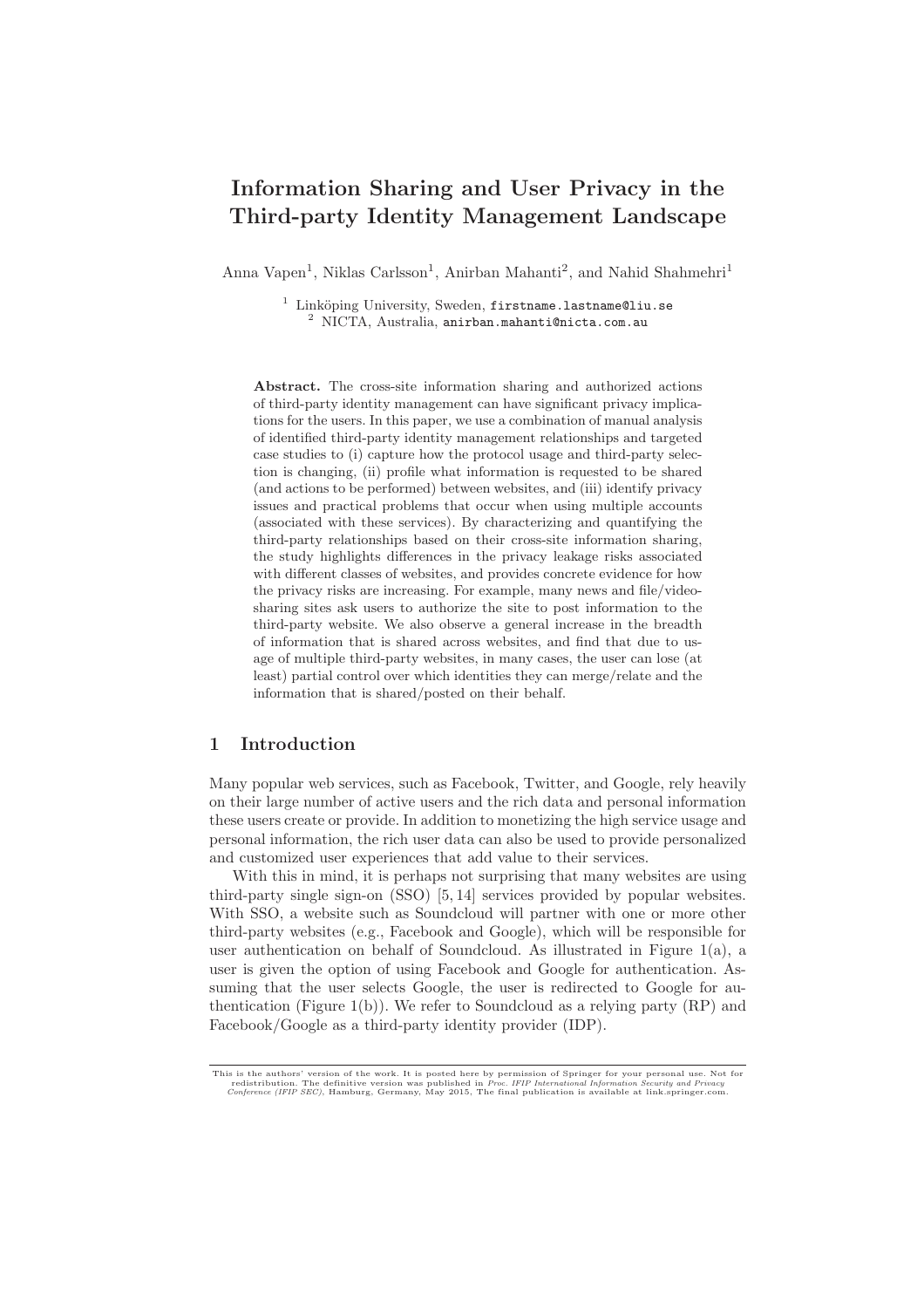# Information Sharing and User Privacy in the Third-party Identity Management Landscape

Anna Vapen[1], Niklas Carlsson[1], Anirban Mahanti[2], and Nahid Shahmehri[1]

[1] Linköping University, Sweden, firstname.lastname@liu.se
[2] NICTA, Australia, anirban.mahanti@nicta.com.au

**Abstract.** The cross-site information sharing and authorized actions of third-party identity management can have significant privacy implications for the users. In this paper, we use a combination of manual analysis of identified third-party identity management relationships and targeted case studies to (i) capture how the protocol usage and third-party selection is changing, (ii) profile what information is requested to be shared (and actions to be performed) between websites, and (iii) identify privacy issues and practical problems that occur when using multiple accounts (associated with these services). By characterizing and quantifying the third-party relationships based on their cross-site information sharing, the study highlights differences in the privacy leakage risks associated with different classes of websites, and provides concrete evidence for how the privacy risks are increasing. For example, many news and file/video-sharing sites ask users to authorize the site to post information to the third-party website. We also observe a general increase in the breadth of information that is shared across websites, and find that due to usage of multiple third-party websites, in many cases, the user can lose (at least) partial control over which identities they can merge/relate and the information that is shared/posted on their behalf.

## 1 Introduction

Many popular web services, such as Facebook, Twitter, and Google, rely heavily on their large number of active users and the rich data and personal information these users create or provide. In addition to monetizing the high service usage and personal information, the rich user data can also be used to provide personalized and customized user experiences that add value to their services.

With this in mind, it is perhaps not surprising that many websites are using third-party single sign-on (SSO) [5, 14] services provided by popular websites. With SSO, a website such as Soundcloud will partner with one or more other third-party websites (e.g., Facebook and Google), which will be responsible for user authentication on behalf of Soundcloud. As illustrated in Figure 1(a), a user is given the option of using Facebook and Google for authentication. Assuming that the user selects Google, the user is redirected to Google for authentication (Figure 1(b)). We refer to Soundcloud as a relying party (RP) and Facebook/Google as a third-party identity provider (IDP).

This is the authors' version of the work. It is posted here by permission of Springer for your personal use. Not for redistribution. The definitive version was published in *Proc. IFIP International Information Security and Privacy Conference (IFIP SEC)*, Hamburg, Germany, May 2015, The final publication is available at link.springer.com.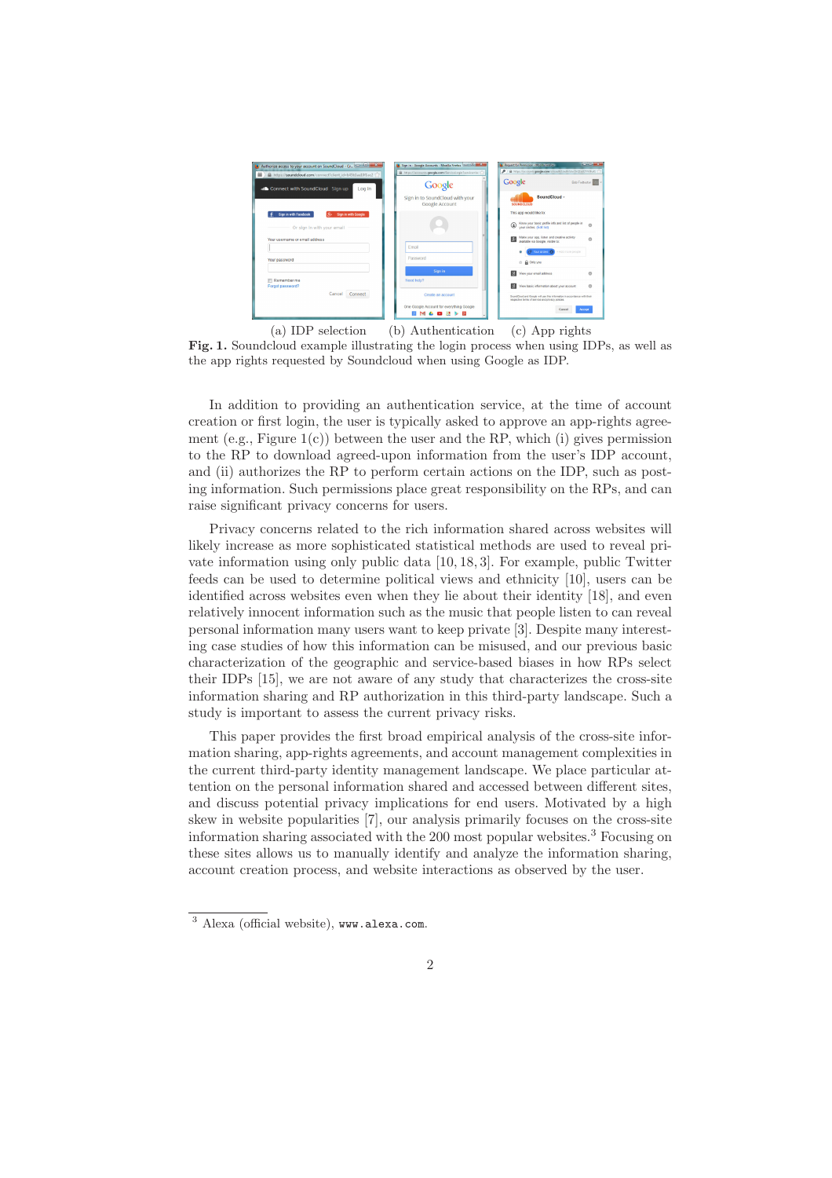(a) IDP selection (b) Authentication (c) App rights

**Fig. 1.** Soundcloud example illustrating the login process when using IDPs, as well as the app rights requested by Soundcloud when using Google as IDP.

In addition to providing an authentication service, at the time of account creation or first login, the user is typically asked to approve an app-rights agreement (e.g., Figure 1(c)) between the user and the RP, which (i) gives permission to the RP to download agreed-upon information from the user's IDP account, and (ii) authorizes the RP to perform certain actions on the IDP, such as posting information. Such permissions place great responsibility on the RPs, and can raise significant privacy concerns for users.

Privacy concerns related to the rich information shared across websites will likely increase as more sophisticated statistical methods are used to reveal private information using only public data [10, 18, 3]. For example, public Twitter feeds can be used to determine political views and ethnicity [10], users can be identified across websites even when they lie about their identity [18], and even relatively innocent information such as the music that people listen to can reveal personal information many users want to keep private [3]. Despite many interesting case studies of how this information can be misused, and our previous basic characterization of the geographic and service-based biases in how RPs select their IDPs [15], we are not aware of any study that characterizes the cross-site information sharing and RP authorization in this third-party landscape. Such a study is important to assess the current privacy risks.

This paper provides the first broad empirical analysis of the cross-site information sharing, app-rights agreements, and account management complexities in the current third-party identity management landscape. We place particular attention on the personal information shared and accessed between different sites, and discuss potential privacy implications for end users. Motivated by a high skew in website popularities [7], our analysis primarily focuses on the cross-site information sharing associated with the 200 most popular websites.[3] Focusing on these sites allows us to manually identify and analyze the information sharing, account creation process, and website interactions as observed by the user.

[3] Alexa (official website), www.alexa.com.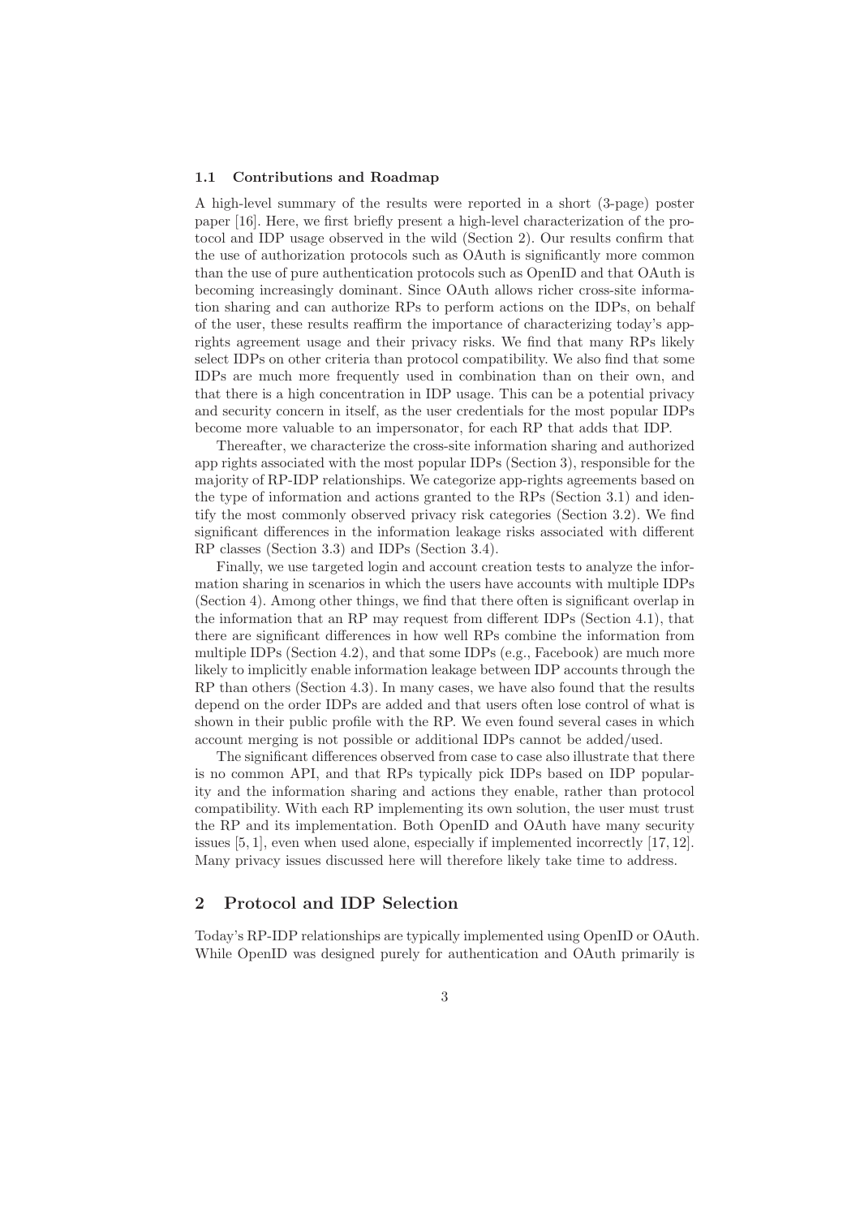### 1.1 Contributions and Roadmap

A high-level summary of the results were reported in a short (3-page) poster paper [16]. Here, we first briefly present a high-level characterization of the protocol and IDP usage observed in the wild (Section 2). Our results confirm that the use of authorization protocols such as OAuth is significantly more common than the use of pure authentication protocols such as OpenID and that OAuth is becoming increasingly dominant. Since OAuth allows richer cross-site information sharing and can authorize RPs to perform actions on the IDPs, on behalf of the user, these results reaffirm the importance of characterizing today's app-rights agreement usage and their privacy risks. We find that many RPs likely select IDPs on other criteria than protocol compatibility. We also find that some IDPs are much more frequently used in combination than on their own, and that there is a high concentration in IDP usage. This can be a potential privacy and security concern in itself, as the user credentials for the most popular IDPs become more valuable to an impersonator, for each RP that adds that IDP.

Thereafter, we characterize the cross-site information sharing and authorized app rights associated with the most popular IDPs (Section 3), responsible for the majority of RP-IDP relationships. We categorize app-rights agreements based on the type of information and actions granted to the RPs (Section 3.1) and identify the most commonly observed privacy risk categories (Section 3.2). We find significant differences in the information leakage risks associated with different RP classes (Section 3.3) and IDPs (Section 3.4).

Finally, we use targeted login and account creation tests to analyze the information sharing in scenarios in which the users have accounts with multiple IDPs (Section 4). Among other things, we find that there often is significant overlap in the information that an RP may request from different IDPs (Section 4.1), that there are significant differences in how well RPs combine the information from multiple IDPs (Section 4.2), and that some IDPs (e.g., Facebook) are much more likely to implicitly enable information leakage between IDP accounts through the RP than others (Section 4.3). In many cases, we have also found that the results depend on the order IDPs are added and that users often lose control of what is shown in their public profile with the RP. We even found several cases in which account merging is not possible or additional IDPs cannot be added/used.

The significant differences observed from case to case also illustrate that there is no common API, and that RPs typically pick IDPs based on IDP popularity and the information sharing and actions they enable, rather than protocol compatibility. With each RP implementing its own solution, the user must trust the RP and its implementation. Both OpenID and OAuth have many security issues [5, 1], even when used alone, especially if implemented incorrectly [17, 12]. Many privacy issues discussed here will therefore likely take time to address.

## 2 Protocol and IDP Selection

Today's RP-IDP relationships are typically implemented using OpenID or OAuth. While OpenID was designed purely for authentication and OAuth primarily is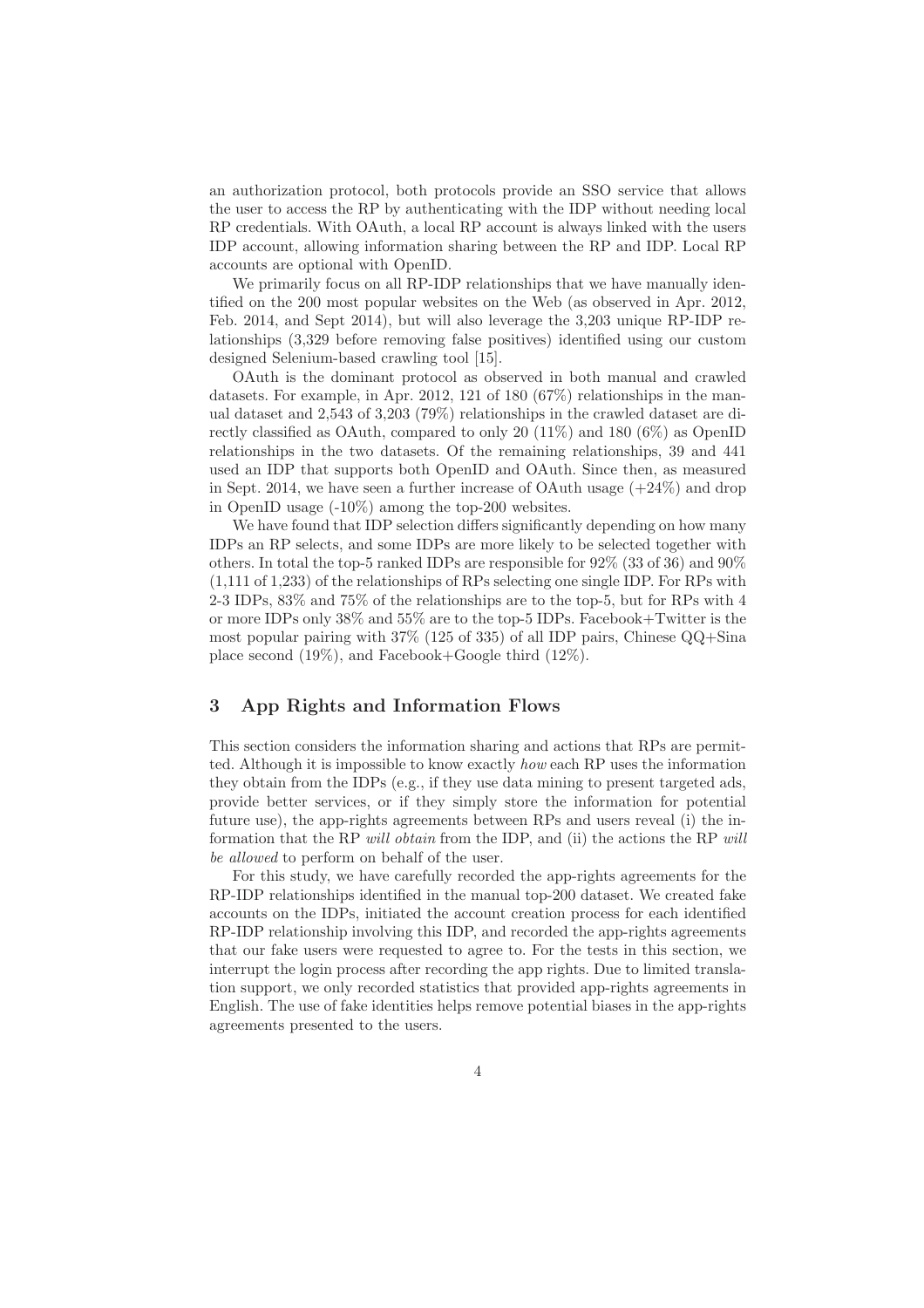an authorization protocol, both protocols provide an SSO service that allows the user to access the RP by authenticating with the IDP without needing local RP credentials. With OAuth, a local RP account is always linked with the users IDP account, allowing information sharing between the RP and IDP. Local RP accounts are optional with OpenID.

We primarily focus on all RP-IDP relationships that we have manually identified on the 200 most popular websites on the Web (as observed in Apr. 2012, Feb. 2014, and Sept 2014), but will also leverage the 3,203 unique RP-IDP relationships (3,329 before removing false positives) identified using our custom designed Selenium-based crawling tool [15].

OAuth is the dominant protocol as observed in both manual and crawled datasets. For example, in Apr. 2012, 121 of 180 (67%) relationships in the manual dataset and 2,543 of 3,203 (79%) relationships in the crawled dataset are directly classified as OAuth, compared to only 20 (11%) and 180 (6%) as OpenID relationships in the two datasets. Of the remaining relationships, 39 and 441 used an IDP that supports both OpenID and OAuth. Since then, as measured in Sept. 2014, we have seen a further increase of OAuth usage (+24%) and drop in OpenID usage (-10%) among the top-200 websites.

We have found that IDP selection differs significantly depending on how many IDPs an RP selects, and some IDPs are more likely to be selected together with others. In total the top-5 ranked IDPs are responsible for 92% (33 of 36) and 90% (1,111 of 1,233) of the relationships of RPs selecting one single IDP. For RPs with 2-3 IDPs, 83% and 75% of the relationships are to the top-5, but for RPs with 4 or more IDPs only 38% and 55% are to the top-5 IDPs. Facebook+Twitter is the most popular pairing with 37% (125 of 335) of all IDP pairs, Chinese QQ+Sina place second (19%), and Facebook+Google third (12%).

## 3 App Rights and Information Flows

This section considers the information sharing and actions that RPs are permitted. Although it is impossible to know exactly *how* each RP uses the information they obtain from the IDPs (e.g., if they use data mining to present targeted ads, provide better services, or if they simply store the information for potential future use), the app-rights agreements between RPs and users reveal (i) the information that the RP *will obtain* from the IDP, and (ii) the actions the RP *will be allowed* to perform on behalf of the user.

For this study, we have carefully recorded the app-rights agreements for the RP-IDP relationships identified in the manual top-200 dataset. We created fake accounts on the IDPs, initiated the account creation process for each identified RP-IDP relationship involving this IDP, and recorded the app-rights agreements that our fake users were requested to agree to. For the tests in this section, we interrupt the login process after recording the app rights. Due to limited translation support, we only recorded statistics that provided app-rights agreements in English. The use of fake identities helps remove potential biases in the app-rights agreements presented to the users.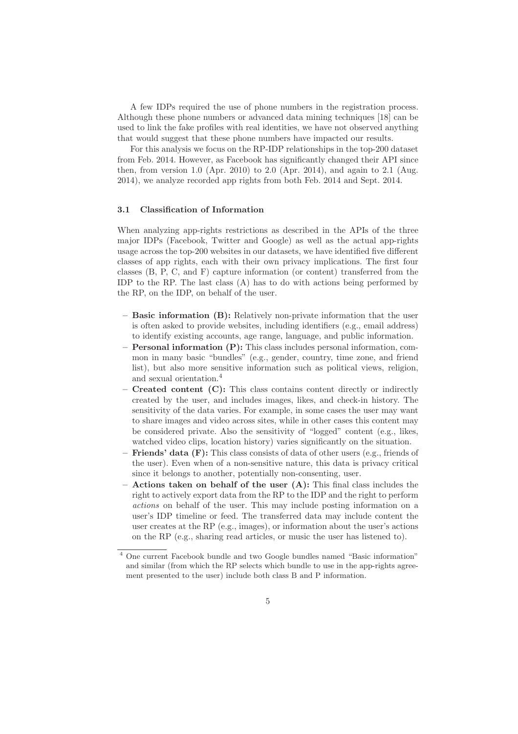A few IDPs required the use of phone numbers in the registration process. Although these phone numbers or advanced data mining techniques [18] can be used to link the fake profiles with real identities, we have not observed anything that would suggest that these phone numbers have impacted our results.

For this analysis we focus on the RP-IDP relationships in the top-200 dataset from Feb. 2014. However, as Facebook has significantly changed their API since then, from version 1.0 (Apr. 2010) to 2.0 (Apr. 2014), and again to 2.1 (Aug. 2014), we analyze recorded app rights from both Feb. 2014 and Sept. 2014.

### 3.1 Classification of Information

When analyzing app-rights restrictions as described in the APIs of the three major IDPs (Facebook, Twitter and Google) as well as the actual app-rights usage across the top-200 websites in our datasets, we have identified five different classes of app rights, each with their own privacy implications. The first four classes (B, P, C, and F) capture information (or content) transferred from the IDP to the RP. The last class (A) has to do with actions being performed by the RP, on the IDP, on behalf of the user.

- **Basic information (B):** Relatively non-private information that the user is often asked to provide websites, including identifiers (e.g., email address) to identify existing accounts, age range, language, and public information.
- **Personal information (P):** This class includes personal information, common in many basic "bundles" (e.g., gender, country, time zone, and friend list), but also more sensitive information such as political views, religion, and sexual orientation.[4]
- **Created content (C):** This class contains content directly or indirectly created by the user, and includes images, likes, and check-in history. The sensitivity of the data varies. For example, in some cases the user may want to share images and video across sites, while in other cases this content may be considered private. Also the sensitivity of "logged" content (e.g., likes, watched video clips, location history) varies significantly on the situation.
- **Friends' data (F):** This class consists of data of other users (e.g., friends of the user). Even when of a non-sensitive nature, this data is privacy critical since it belongs to another, potentially non-consenting, user.
- **Actions taken on behalf of the user (A):** This final class includes the right to actively export data from the RP to the IDP and the right to perform *actions* on behalf of the user. This may include posting information on a user's IDP timeline or feed. The transferred data may include content the user creates at the RP (e.g., images), or information about the user's actions on the RP (e.g., sharing read articles, or music the user has listened to).

[4] One current Facebook bundle and two Google bundles named "Basic information" and similar (from which the RP selects which bundle to use in the app-rights agreement presented to the user) include both class B and P information.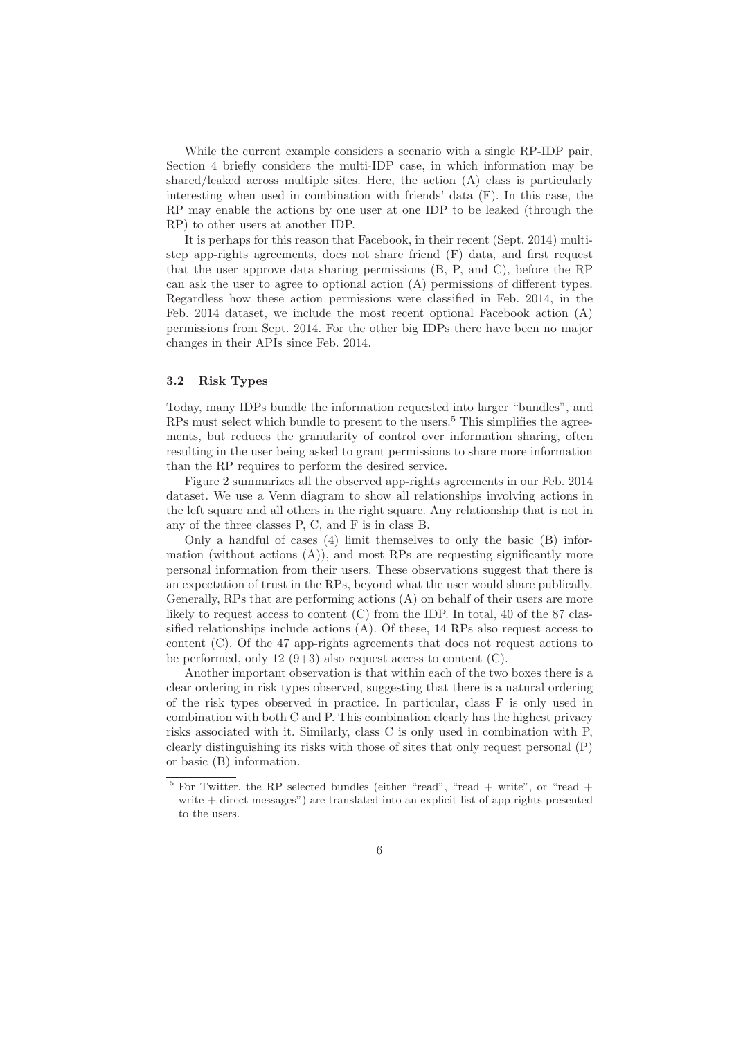While the current example considers a scenario with a single RP-IDP pair, Section 4 briefly considers the multi-IDP case, in which information may be shared/leaked across multiple sites. Here, the action (A) class is particularly interesting when used in combination with friends' data (F). In this case, the RP may enable the actions by one user at one IDP to be leaked (through the RP) to other users at another IDP.

It is perhaps for this reason that Facebook, in their recent (Sept. 2014) multi-step app-rights agreements, does not share friend (F) data, and first request that the user approve data sharing permissions (B, P, and C), before the RP can ask the user to agree to optional action (A) permissions of different types. Regardless how these action permissions were classified in Feb. 2014, in the Feb. 2014 dataset, we include the most recent optional Facebook action (A) permissions from Sept. 2014. For the other big IDPs there have been no major changes in their APIs since Feb. 2014.

### 3.2 Risk Types

Today, many IDPs bundle the information requested into larger "bundles", and RPs must select which bundle to present to the users.[5] This simplifies the agreements, but reduces the granularity of control over information sharing, often resulting in the user being asked to grant permissions to share more information than the RP requires to perform the desired service.

Figure 2 summarizes all the observed app-rights agreements in our Feb. 2014 dataset. We use a Venn diagram to show all relationships involving actions in the left square and all others in the right square. Any relationship that is not in any of the three classes P, C, and F is in class B.

Only a handful of cases (4) limit themselves to only the basic (B) information (without actions (A)), and most RPs are requesting significantly more personal information from their users. These observations suggest that there is an expectation of trust in the RPs, beyond what the user would share publically. Generally, RPs that are performing actions (A) on behalf of their users are more likely to request access to content (C) from the IDP. In total, 40 of the 87 classified relationships include actions (A). Of these, 14 RPs also request access to content (C). Of the 47 app-rights agreements that does not request actions to be performed, only 12 (9+3) also request access to content (C).

Another important observation is that within each of the two boxes there is a clear ordering in risk types observed, suggesting that there is a natural ordering of the risk types observed in practice. In particular, class F is only used in combination with both C and P. This combination clearly has the highest privacy risks associated with it. Similarly, class C is only used in combination with P, clearly distinguishing its risks with those of sites that only request personal (P) or basic (B) information.

---

[5] For Twitter, the RP selected bundles (either "read", "read + write", or "read + write + direct messages") are translated into an explicit list of app rights presented to the users.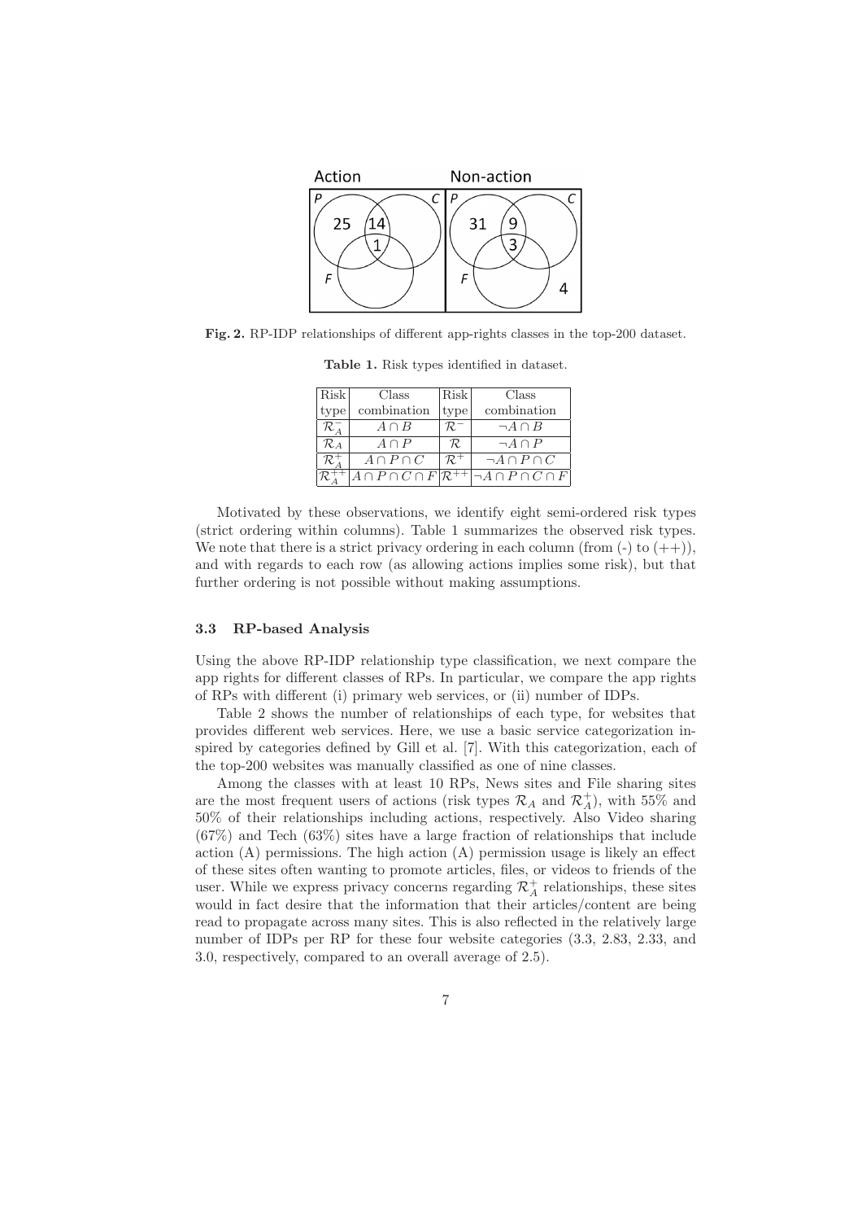**Fig. 2.** RP-IDP relationships of different app-rights classes in the top-200 dataset.

**Table 1.** Risk types identified in dataset.

| Risk type | Class combination | Risk type | Class combination |
|---|---|---|---|
| $\mathcal{R}_A^-$ | $A \cap B$ | $\mathcal{R}^-$ | $\neg A \cap B$ |
| $\mathcal{R}_A$ | $A \cap P$ | $\mathcal{R}$ | $\neg A \cap P$ |
| $\mathcal{R}_A^+$ | $A \cap P \cap C$ | $\mathcal{R}^+$ | $\neg A \cap P \cap C$ |
| $\mathcal{R}_A^{++}$ | $A \cap P \cap C \cap F$ | $\mathcal{R}^{++}$ | $\neg A \cap P \cap C \cap F$ |

Motivated by these observations, we identify eight semi-ordered risk types (strict ordering within columns). Table 1 summarizes the observed risk types. We note that there is a strict privacy ordering in each column (from (-) to (++)), and with regards to each row (as allowing actions implies some risk), but that further ordering is not possible without making assumptions.

### 3.3 RP-based Analysis

Using the above RP-IDP relationship type classification, we next compare the app rights for different classes of RPs. In particular, we compare the app rights of RPs with different (i) primary web services, or (ii) number of IDPs.

Table 2 shows the number of relationships of each type, for websites that provides different web services. Here, we use a basic service categorization inspired by categories defined by Gill et al. [7]. With this categorization, each of the top-200 websites was manually classified as one of nine classes.

Among the classes with at least 10 RPs, News sites and File sharing sites are the most frequent users of actions (risk types $\mathcal{R}_A$ and $\mathcal{R}_A^+$), with 55% and 50% of their relationships including actions, respectively. Also Video sharing (67%) and Tech (63%) sites have a large fraction of relationships that include action (A) permissions. The high action (A) permission usage is likely an effect of these sites often wanting to promote articles, files, or videos to friends of the user. While we express privacy concerns regarding $\mathcal{R}_A^+$ relationships, these sites would in fact desire that the information that their articles/content are being read to propagate across many sites. This is also reflected in the relatively large number of IDPs per RP for these four website categories (3.3, 2.83, 2.33, and 3.0, respectively, compared to an overall average of 2.5).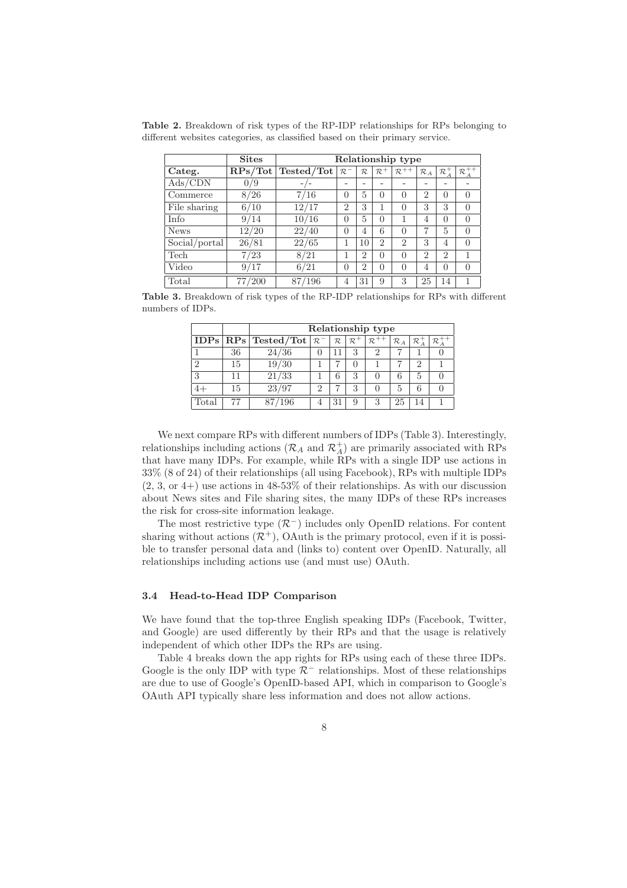**Table 2.** Breakdown of risk types of the RP-IDP relationships for RPs belonging to different websites categories, as classified based on their primary service.

| | **Sites** | **Relationship type** | | | | | | | |
|---|---|---|---|---|---|---|---|---|---|
| **Categ.** | **RPs/Tot** | **Tested/Tot** | $\mathcal{R}^-$ | $\mathcal{R}$ | $\mathcal{R}^+$ | $\mathcal{R}^{++}$ | $\mathcal{R}_A$ | $\mathcal{R}_A^+$ | $\mathcal{R}_A^{++}$ |
| Ads/CDN | 0/9 | -/- | - | - | - | - | - | - | - |
| Commerce | 8/26 | 7/16 | 0 | 5 | 0 | 0 | 2 | 0 | 0 |
| File sharing | 6/10 | 12/17 | 2 | 3 | 1 | 0 | 3 | 3 | 0 |
| Info | 9/14 | 10/16 | 0 | 5 | 0 | 1 | 4 | 0 | 0 |
| News | 12/20 | 22/40 | 0 | 4 | 6 | 0 | 7 | 5 | 0 |
| Social/portal | 26/81 | 22/65 | 1 | 10 | 2 | 2 | 3 | 4 | 0 |
| Tech | 7/23 | 8/21 | 1 | 2 | 0 | 0 | 2 | 2 | 1 |
| Video | 9/17 | 6/21 | 0 | 2 | 0 | 0 | 4 | 0 | 0 |
| Total | 77/200 | 87/196 | 4 | 31 | 9 | 3 | 25 | 14 | 1 |

**Table 3.** Breakdown of risk types of the RP-IDP relationships for RPs with different numbers of IDPs.

| | | **Relationship type** | | | | | | | |
|---|---|---|---|---|---|---|---|---|---|
| **IDPs** | **RPs** | **Tested/Tot** | $\mathcal{R}^-$ | $\mathcal{R}$ | $\mathcal{R}^+$ | $\mathcal{R}^{++}$ | $\mathcal{R}_A$ | $\mathcal{R}_A^+$ | $\mathcal{R}_A^{++}$ |
| 1 | 36 | 24/36 | 0 | 11 | 3 | 2 | 7 | 1 | 0 |
| 2 | 15 | 19/30 | 1 | 7 | 0 | 1 | 7 | 2 | 1 |
| 3 | 11 | 21/33 | 1 | 6 | 3 | 0 | 6 | 5 | 0 |
| 4+ | 15 | 23/97 | 2 | 7 | 3 | 0 | 5 | 6 | 0 |
| Total | 77 | 87/196 | 4 | 31 | 9 | 3 | 25 | 14 | 1 |

We next compare RPs with different numbers of IDPs (Table 3). Interestingly, relationships including actions ($\mathcal{R}_A$ and $\mathcal{R}_A^+$) are primarily associated with RPs that have many IDPs. For example, while RPs with a single IDP use actions in 33% (8 of 24) of their relationships (all using Facebook), RPs with multiple IDPs (2, 3, or 4+) use actions in 48-53% of their relationships. As with our discussion about News sites and File sharing sites, the many IDPs of these RPs increases the risk for cross-site information leakage.

The most restrictive type ($\mathcal{R}^-$) includes only OpenID relations. For content sharing without actions ($\mathcal{R}^+$), OAuth is the primary protocol, even if it is possible to transfer personal data and (links to) content over OpenID. Naturally, all relationships including actions use (and must use) OAuth.

### 3.4 Head-to-Head IDP Comparison

We have found that the top-three English speaking IDPs (Facebook, Twitter, and Google) are used differently by their RPs and that the usage is relatively independent of which other IDPs the RPs are using.

Table 4 breaks down the app rights for RPs using each of these three IDPs. Google is the only IDP with type $\mathcal{R}^-$ relationships. Most of these relationships are due to use of Google's OpenID-based API, which in comparison to Google's OAuth API typically share less information and does not allow actions.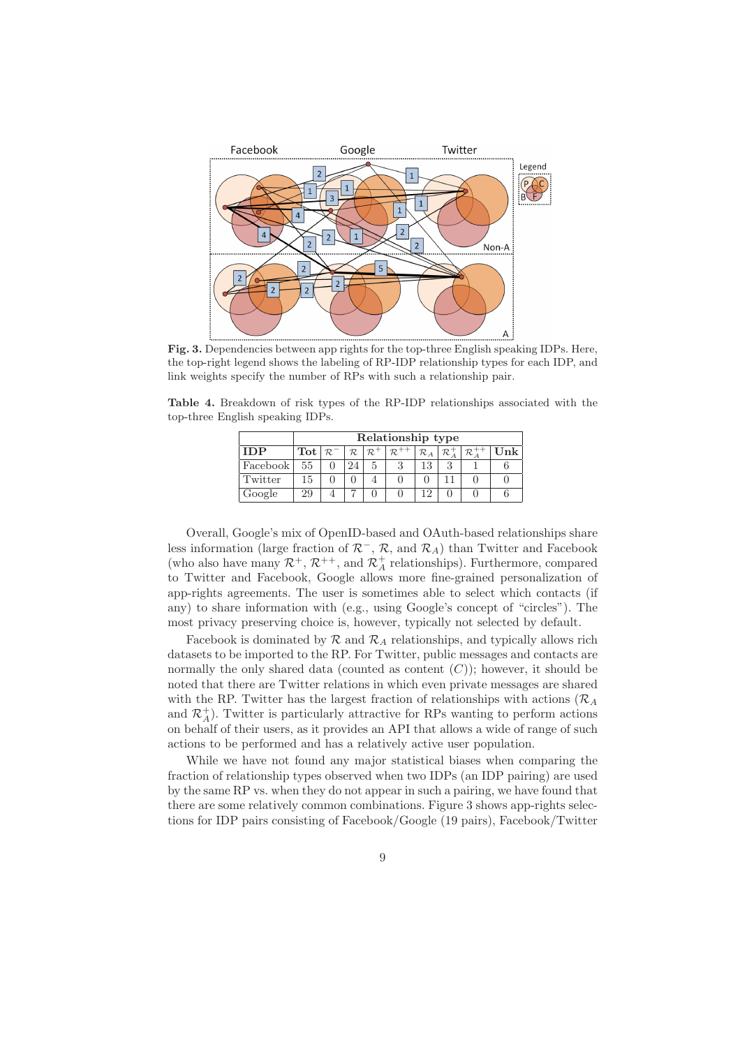**Fig. 3.** Dependencies between app rights for the top-three English speaking IDPs. Here, the top-right legend shows the labeling of RP-IDP relationship types for each IDP, and link weights specify the number of RPs with such a relationship pair.

**Table 4.** Breakdown of risk types of the RP-IDP relationships associated with the top-three English speaking IDPs.

| | Relationship type | | | | | | | | |
|---|---|---|---|---|---|---|---|---|---|
| **IDP** | **Tot** | $\mathcal{R}^-$ | $\mathcal{R}$ | $\mathcal{R}^+$ | $\mathcal{R}^{++}$ | $\mathcal{R}_A$ | $\mathcal{R}_A^+$ | $\mathcal{R}_A^{++}$ | **Unk** |
| Facebook | 55 | 0 | 24 | 5 | 3 | 13 | 3 | 1 | 6 |
| Twitter | 15 | 0 | 0 | 4 | 0 | 0 | 11 | 0 | 0 |
| Google | 29 | 4 | 7 | 0 | 0 | 12 | 0 | 0 | 6 |

Overall, Google's mix of OpenID-based and OAuth-based relationships share less information (large fraction of $\mathcal{R}^-$, $\mathcal{R}$, and $\mathcal{R}_A$) than Twitter and Facebook (who also have many $\mathcal{R}^+$, $\mathcal{R}^{++}$, and $\mathcal{R}_A^+$ relationships). Furthermore, compared to Twitter and Facebook, Google allows more fine-grained personalization of app-rights agreements. The user is sometimes able to select which contacts (if any) to share information with (e.g., using Google's concept of "circles"). The most privacy preserving choice is, however, typically not selected by default.

Facebook is dominated by $\mathcal{R}$ and $\mathcal{R}_A$ relationships, and typically allows rich datasets to be imported to the RP. For Twitter, public messages and contacts are normally the only shared data (counted as content ($C$)); however, it should be noted that there are Twitter relations in which even private messages are shared with the RP. Twitter has the largest fraction of relationships with actions ($\mathcal{R}_A$ and $\mathcal{R}_A^+$). Twitter is particularly attractive for RPs wanting to perform actions on behalf of their users, as it provides an API that allows a wide of range of such actions to be performed and has a relatively active user population.

While we have not found any major statistical biases when comparing the fraction of relationship types observed when two IDPs (an IDP pairing) are used by the same RP vs. when they do not appear in such a pairing, we have found that there are some relatively common combinations. Figure 3 shows app-rights selections for IDP pairs consisting of Facebook/Google (19 pairs), Facebook/Twitter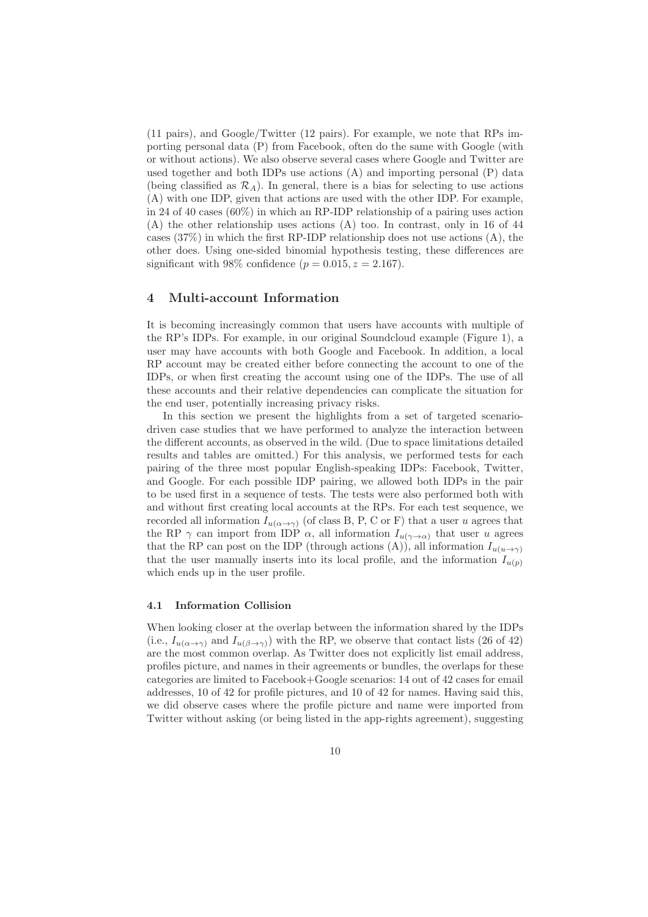(11 pairs), and Google/Twitter (12 pairs). For example, we note that RPs importing personal data (P) from Facebook, often do the same with Google (with or without actions). We also observe several cases where Google and Twitter are used together and both IDPs use actions (A) and importing personal (P) data (being classified as $\mathcal{R}_A$). In general, there is a bias for selecting to use actions (A) with one IDP, given that actions are used with the other IDP. For example, in 24 of 40 cases (60%) in which an RP-IDP relationship of a pairing uses action (A) the other relationship uses actions (A) too. In contrast, only in 16 of 44 cases (37%) in which the first RP-IDP relationship does not use actions (A), the other does. Using one-sided binomial hypothesis testing, these differences are significant with 98% confidence ($p = 0.015, z = 2.167$).

## 4 Multi-account Information

It is becoming increasingly common that users have accounts with multiple of the RP's IDPs. For example, in our original Soundcloud example (Figure 1), a user may have accounts with both Google and Facebook. In addition, a local RP account may be created either before connecting the account to one of the IDPs, or when first creating the account using one of the IDPs. The use of all these accounts and their relative dependencies can complicate the situation for the end user, potentially increasing privacy risks.

In this section we present the highlights from a set of targeted scenario-driven case studies that we have performed to analyze the interaction between the different accounts, as observed in the wild. (Due to space limitations detailed results and tables are omitted.) For this analysis, we performed tests for each pairing of the three most popular English-speaking IDPs: Facebook, Twitter, and Google. For each possible IDP pairing, we allowed both IDPs in the pair to be used first in a sequence of tests. The tests were also performed both with and without first creating local accounts at the RPs. For each test sequence, we recorded all information $I_{u(\alpha \rightarrow \gamma)}$ (of class B, P, C or F) that a user $u$ agrees that the RP $\gamma$ can import from IDP $\alpha$, all information $I_{u(\gamma \rightarrow \alpha)}$ that user $u$ agrees that the RP can post on the IDP (through actions (A)), all information $I_{u(u \rightarrow \gamma)}$ that the user manually inserts into its local profile, and the information $I_{u(p)}$ which ends up in the user profile.

### 4.1 Information Collision

When looking closer at the overlap between the information shared by the IDPs (i.e., $I_{u(\alpha \rightarrow \gamma)}$ and $I_{u(\beta \rightarrow \gamma)}$) with the RP, we observe that contact lists (26 of 42) are the most common overlap. As Twitter does not explicitly list email address, profiles picture, and names in their agreements or bundles, the overlaps for these categories are limited to Facebook+Google scenarios: 14 out of 42 cases for email addresses, 10 of 42 for profile pictures, and 10 of 42 for names. Having said this, we did observe cases where the profile picture and name were imported from Twitter without asking (or being listed in the app-rights agreement), suggesting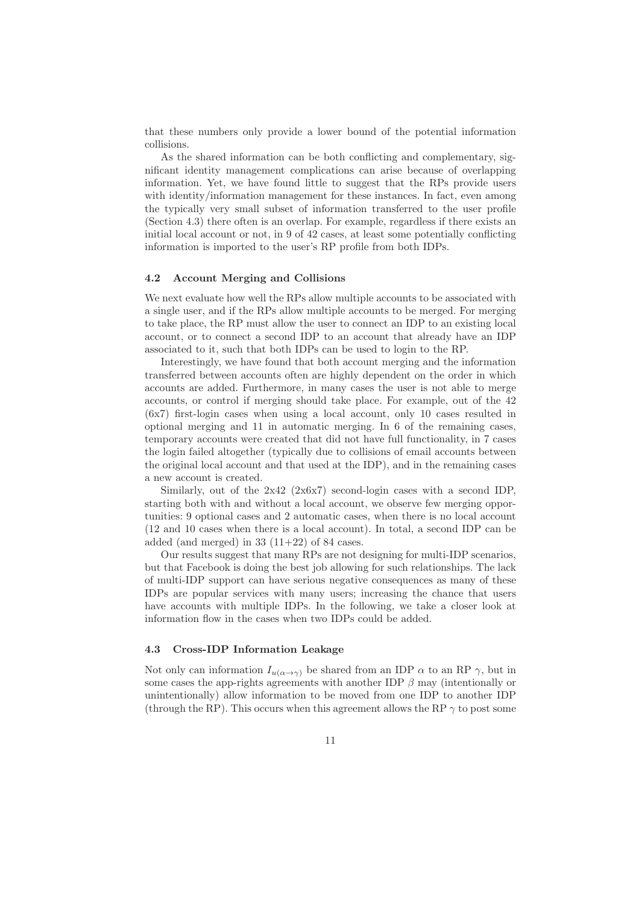that these numbers only provide a lower bound of the potential information collisions.

As the shared information can be both conflicting and complementary, significant identity management complications can arise because of overlapping information. Yet, we have found little to suggest that the RPs provide users with identity/information management for these instances. In fact, even among the typically very small subset of information transferred to the user profile (Section 4.3) there often is an overlap. For example, regardless if there exists an initial local account or not, in 9 of 42 cases, at least some potentially conflicting information is imported to the user's RP profile from both IDPs.

### 4.2 Account Merging and Collisions

We next evaluate how well the RPs allow multiple accounts to be associated with a single user, and if the RPs allow multiple accounts to be merged. For merging to take place, the RP must allow the user to connect an IDP to an existing local account, or to connect a second IDP to an account that already have an IDP associated to it, such that both IDPs can be used to login to the RP.

Interestingly, we have found that both account merging and the information transferred between accounts often are highly dependent on the order in which accounts are added. Furthermore, in many cases the user is not able to merge accounts, or control if merging should take place. For example, out of the 42 (6x7) first-login cases when using a local account, only 10 cases resulted in optional merging and 11 in automatic merging. In 6 of the remaining cases, temporary accounts were created that did not have full functionality, in 7 cases the login failed altogether (typically due to collisions of email accounts between the original local account and that used at the IDP), and in the remaining cases a new account is created.

Similarly, out of the 2x42 (2x6x7) second-login cases with a second IDP, starting both with and without a local account, we observe few merging opportunities: 9 optional cases and 2 automatic cases, when there is no local account (12 and 10 cases when there is a local account). In total, a second IDP can be added (and merged) in 33 (11+22) of 84 cases.

Our results suggest that many RPs are not designing for multi-IDP scenarios, but that Facebook is doing the best job allowing for such relationships. The lack of multi-IDP support can have serious negative consequences as many of these IDPs are popular services with many users; increasing the chance that users have accounts with multiple IDPs. In the following, we take a closer look at information flow in the cases when two IDPs could be added.

### 4.3 Cross-IDP Information Leakage

Not only can information $I_{u(\alpha \rightarrow \gamma)}$ be shared from an IDP $\alpha$ to an RP $\gamma$, but in some cases the app-rights agreements with another IDP $\beta$ may (intentionally or unintentionally) allow information to be moved from one IDP to another IDP (through the RP). This occurs when this agreement allows the RP $\gamma$ to post some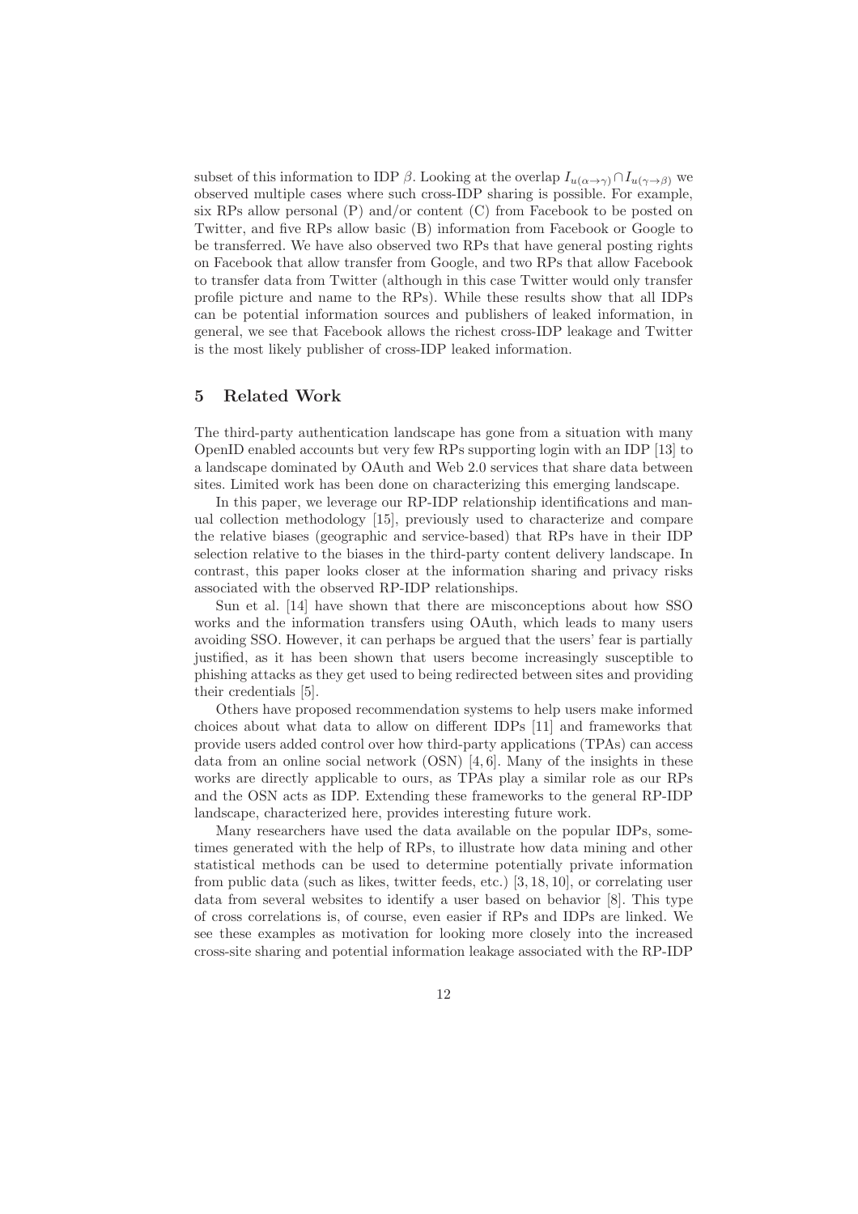subset of this information to IDP $\beta$. Looking at the overlap $I_{u(\alpha\rightarrow\gamma)} \cap I_{u(\gamma\rightarrow\beta)}$ we observed multiple cases where such cross-IDP sharing is possible. For example, six RPs allow personal (P) and/or content (C) from Facebook to be posted on Twitter, and five RPs allow basic (B) information from Facebook or Google to be transferred. We have also observed two RPs that have general posting rights on Facebook that allow transfer from Google, and two RPs that allow Facebook to transfer data from Twitter (although in this case Twitter would only transfer profile picture and name to the RPs). While these results show that all IDPs can be potential information sources and publishers of leaked information, in general, we see that Facebook allows the richest cross-IDP leakage and Twitter is the most likely publisher of cross-IDP leaked information.

## 5 Related Work

The third-party authentication landscape has gone from a situation with many OpenID enabled accounts but very few RPs supporting login with an IDP [13] to a landscape dominated by OAuth and Web 2.0 services that share data between sites. Limited work has been done on characterizing this emerging landscape.

In this paper, we leverage our RP-IDP relationship identifications and manual collection methodology [15], previously used to characterize and compare the relative biases (geographic and service-based) that RPs have in their IDP selection relative to the biases in the third-party content delivery landscape. In contrast, this paper looks closer at the information sharing and privacy risks associated with the observed RP-IDP relationships.

Sun et al. [14] have shown that there are misconceptions about how SSO works and the information transfers using OAuth, which leads to many users avoiding SSO. However, it can perhaps be argued that the users' fear is partially justified, as it has been shown that users become increasingly susceptible to phishing attacks as they get used to being redirected between sites and providing their credentials [5].

Others have proposed recommendation systems to help users make informed choices about what data to allow on different IDPs [11] and frameworks that provide users added control over how third-party applications (TPAs) can access data from an online social network (OSN) [4, 6]. Many of the insights in these works are directly applicable to ours, as TPAs play a similar role as our RPs and the OSN acts as IDP. Extending these frameworks to the general RP-IDP landscape, characterized here, provides interesting future work.

Many researchers have used the data available on the popular IDPs, sometimes generated with the help of RPs, to illustrate how data mining and other statistical methods can be used to determine potentially private information from public data (such as likes, twitter feeds, etc.) [3, 18, 10], or correlating user data from several websites to identify a user based on behavior [8]. This type of cross correlations is, of course, even easier if RPs and IDPs are linked. We see these examples as motivation for looking more closely into the increased cross-site sharing and potential information leakage associated with the RP-IDP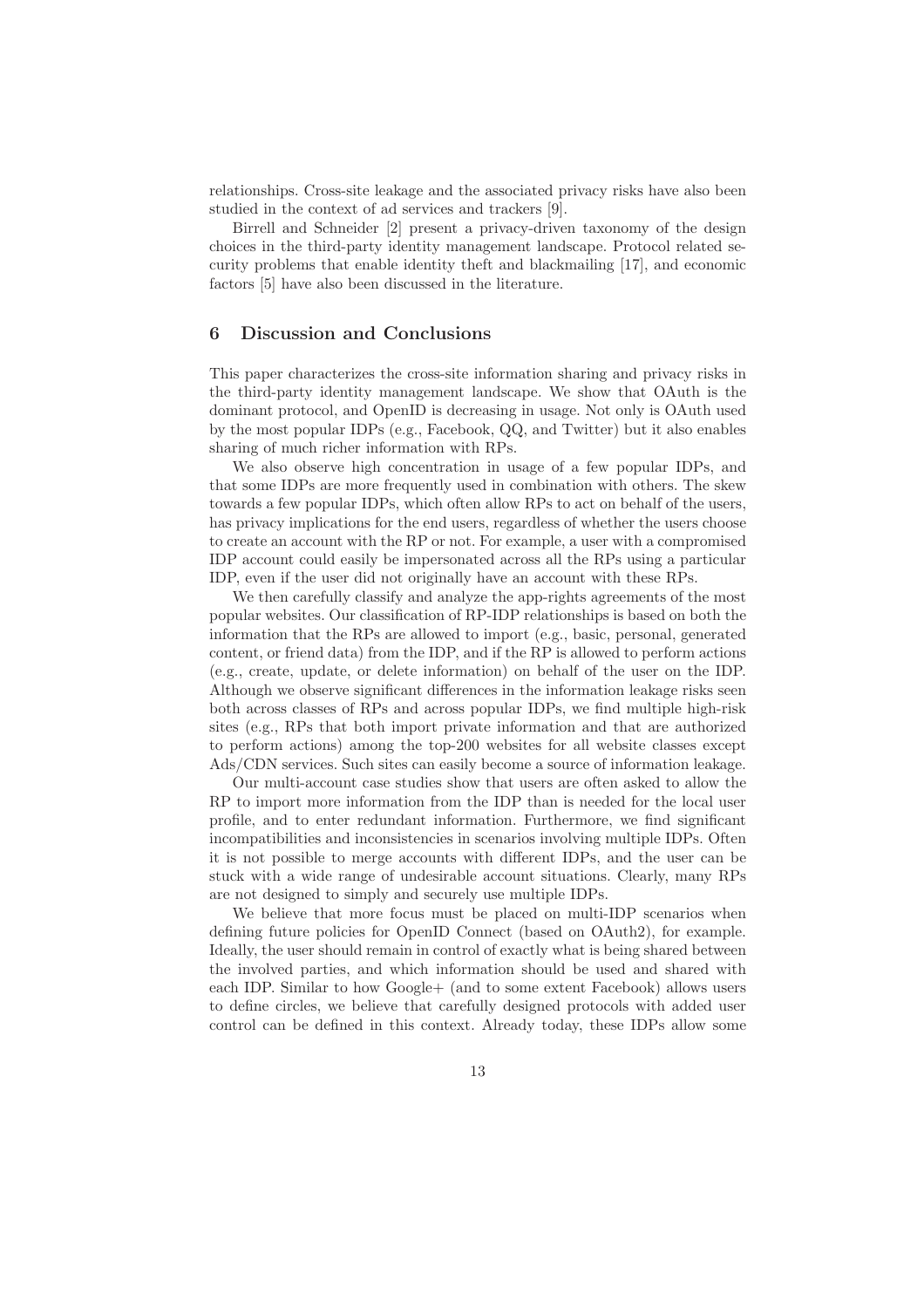relationships. Cross-site leakage and the associated privacy risks have also been studied in the context of ad services and trackers [9].

Birrell and Schneider [2] present a privacy-driven taxonomy of the design choices in the third-party identity management landscape. Protocol related security problems that enable identity theft and blackmailing [17], and economic factors [5] have also been discussed in the literature.

## 6 Discussion and Conclusions

This paper characterizes the cross-site information sharing and privacy risks in the third-party identity management landscape. We show that OAuth is the dominant protocol, and OpenID is decreasing in usage. Not only is OAuth used by the most popular IDPs (e.g., Facebook, QQ, and Twitter) but it also enables sharing of much richer information with RPs.

We also observe high concentration in usage of a few popular IDPs, and that some IDPs are more frequently used in combination with others. The skew towards a few popular IDPs, which often allow RPs to act on behalf of the users, has privacy implications for the end users, regardless of whether the users choose to create an account with the RP or not. For example, a user with a compromised IDP account could easily be impersonated across all the RPs using a particular IDP, even if the user did not originally have an account with these RPs.

We then carefully classify and analyze the app-rights agreements of the most popular websites. Our classification of RP-IDP relationships is based on both the information that the RPs are allowed to import (e.g., basic, personal, generated content, or friend data) from the IDP, and if the RP is allowed to perform actions (e.g., create, update, or delete information) on behalf of the user on the IDP. Although we observe significant differences in the information leakage risks seen both across classes of RPs and across popular IDPs, we find multiple high-risk sites (e.g., RPs that both import private information and that are authorized to perform actions) among the top-200 websites for all website classes except Ads/CDN services. Such sites can easily become a source of information leakage.

Our multi-account case studies show that users are often asked to allow the RP to import more information from the IDP than is needed for the local user profile, and to enter redundant information. Furthermore, we find significant incompatibilities and inconsistencies in scenarios involving multiple IDPs. Often it is not possible to merge accounts with different IDPs, and the user can be stuck with a wide range of undesirable account situations. Clearly, many RPs are not designed to simply and securely use multiple IDPs.

We believe that more focus must be placed on multi-IDP scenarios when defining future policies for OpenID Connect (based on OAuth2), for example. Ideally, the user should remain in control of exactly what is being shared between the involved parties, and which information should be used and shared with each IDP. Similar to how Google+ (and to some extent Facebook) allows users to define circles, we believe that carefully designed protocols with added user control can be defined in this context. Already today, these IDPs allow some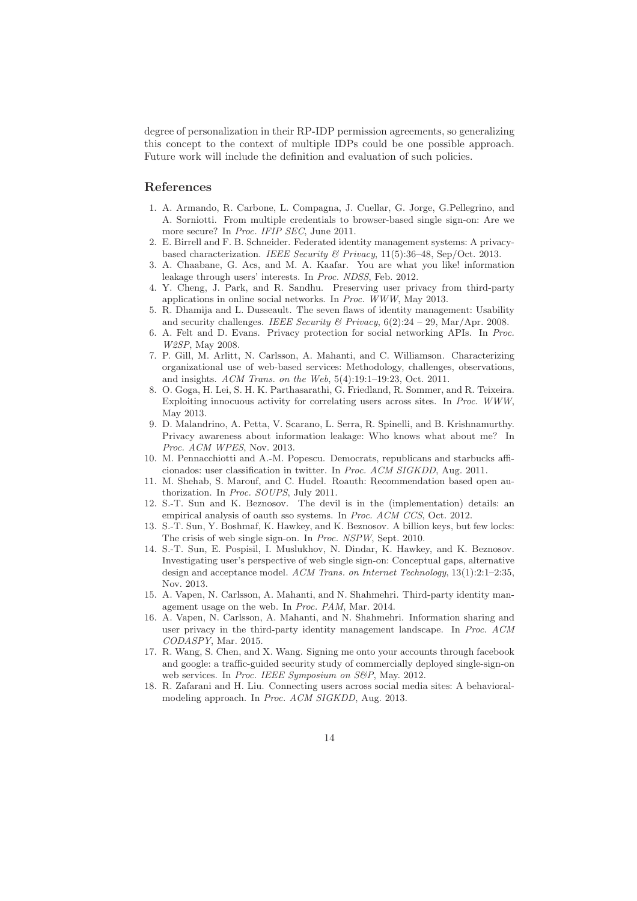degree of personalization in their RP-IDP permission agreements, so generalizing this concept to the context of multiple IDPs could be one possible approach. Future work will include the definition and evaluation of such policies.

## References

1. A. Armando, R. Carbone, L. Compagna, J. Cuellar, G. Jorge, G.Pellegrino, and A. Sorniotti. From multiple credentials to browser-based single sign-on: Are we more secure? In *Proc. IFIP SEC*, June 2011.
2. E. Birrell and F. B. Schneider. Federated identity management systems: A privacy-based characterization. *IEEE Security & Privacy*, 11(5):36–48, Sep/Oct. 2013.
3. A. Chaabane, G. Acs, and M. A. Kaafar. You are what you like! information leakage through users' interests. In *Proc. NDSS*, Feb. 2012.
4. Y. Cheng, J. Park, and R. Sandhu. Preserving user privacy from third-party applications in online social networks. In *Proc. WWW*, May 2013.
5. R. Dhamija and L. Dusseault. The seven flaws of identity management: Usability and security challenges. *IEEE Security & Privacy*, 6(2):24 – 29, Mar/Apr. 2008.
6. A. Felt and D. Evans. Privacy protection for social networking APIs. In *Proc. W2SP*, May 2008.
7. P. Gill, M. Arlitt, N. Carlsson, A. Mahanti, and C. Williamson. Characterizing organizational use of web-based services: Methodology, challenges, observations, and insights. *ACM Trans. on the Web*, 5(4):19:1–19:23, Oct. 2011.
8. O. Goga, H. Lei, S. H. K. Parthasarathi, G. Friedland, R. Sommer, and R. Teixeira. Exploiting innocuous activity for correlating users across sites. In *Proc. WWW*, May 2013.
9. D. Malandrino, A. Petta, V. Scarano, L. Serra, R. Spinelli, and B. Krishnamurthy. Privacy awareness about information leakage: Who knows what about me? In *Proc. ACM WPES*, Nov. 2013.
10. M. Pennacchiotti and A.-M. Popescu. Democrats, republicans and starbucks afficionados: user classification in twitter. In *Proc. ACM SIGKDD*, Aug. 2011.
11. M. Shehab, S. Marouf, and C. Hudel. Roauth: Recommendation based open authorization. In *Proc. SOUPS*, July 2011.
12. S.-T. Sun and K. Beznosov. The devil is in the (implementation) details: an empirical analysis of oauth sso systems. In *Proc. ACM CCS*, Oct. 2012.
13. S.-T. Sun, Y. Boshmaf, K. Hawkey, and K. Beznosov. A billion keys, but few locks: The crisis of web single sign-on. In *Proc. NSPW*, Sept. 2010.
14. S.-T. Sun, E. Pospisil, I. Muslukhov, N. Dindar, K. Hawkey, and K. Beznosov. Investigating user's perspective of web single sign-on: Conceptual gaps, alternative design and acceptance model. *ACM Trans. on Internet Technology*, 13(1):2:1–2:35, Nov. 2013.
15. A. Vapen, N. Carlsson, A. Mahanti, and N. Shahmehri. Third-party identity management usage on the web. In *Proc. PAM*, Mar. 2014.
16. A. Vapen, N. Carlsson, A. Mahanti, and N. Shahmehri. Information sharing and user privacy in the third-party identity management landscape. In *Proc. ACM CODASPY*, Mar. 2015.
17. R. Wang, S. Chen, and X. Wang. Signing me onto your accounts through facebook and google: a traffic-guided security study of commercially deployed single-sign-on web services. In *Proc. IEEE Symposium on S&P*, May. 2012.
18. R. Zafarani and H. Liu. Connecting users across social media sites: A behavioral-modeling approach. In *Proc. ACM SIGKDD*, Aug. 2013.